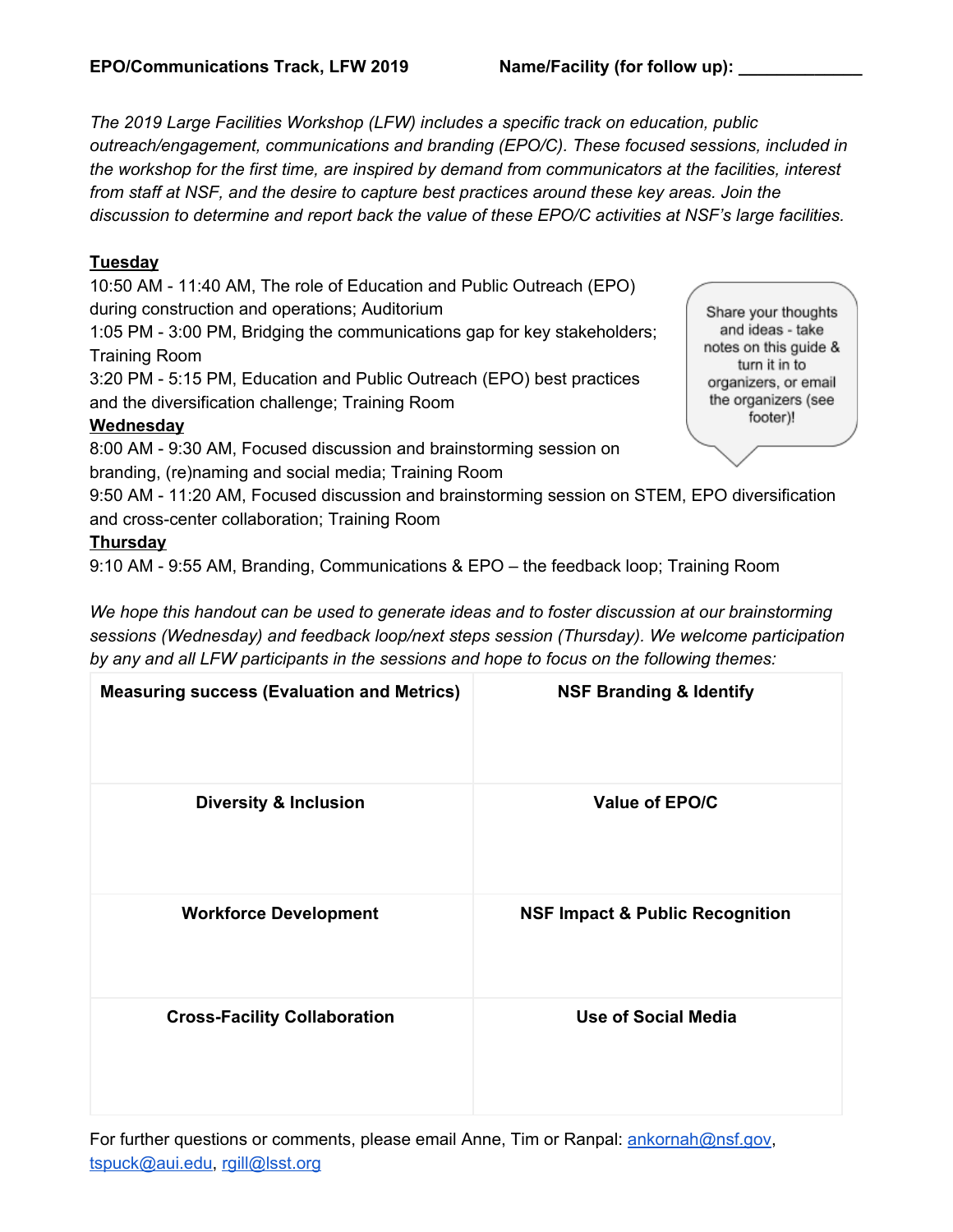**EPO/Communications Track, LFW 2019** **Name/Facility (for follow up): _____________**

*The 2019 Large Facilities Workshop (LFW) includes a specific track on education, public outreach/engagement, communications and branding (EPO/C). These focused sessions, included in the workshop for the first time, are inspired by demand from communicators at the facilities, interest from staff at NSF, and the desire to capture best practices around these key areas. Join the discussion to determine and report back the value of these EPO/C activities at NSF's large facilities.*

Share your thoughts and ideas - take notes on this guide & turn it in to organizers, or email the organizers (see footer)!

**Tuesday**

10:50 AM - 11:40 AM, The role of Education and Public Outreach (EPO) during construction and operations; Auditorium

1:05 PM - 3:00 PM, Bridging the communications gap for key stakeholders; Training Room

3:20 PM - 5:15 PM, Education and Public Outreach (EPO) best practices and the diversification challenge; Training Room

**Wednesday**

8:00 AM - 9:30 AM, Focused discussion and brainstorming session on branding, (re)naming and social media; Training Room

9:50 AM - 11:20 AM, Focused discussion and brainstorming session on STEM, EPO diversification and cross-center collaboration; Training Room

**Thursday**

9:10 AM - 9:55 AM, Branding, Communications & EPO – the feedback loop; Training Room

*We hope this handout can be used to generate ideas and to foster discussion at our brainstorming sessions (Wednesday) and feedback loop/next steps session (Thursday). We welcome participation by any and all LFW participants in the sessions and hope to focus on the following themes:*

| **Measuring success (Evaluation and Metrics)** | **NSF Branding & Identify** |
|---|---|
| | |
| **Diversity & Inclusion** | **Value of EPO/C** |
| | |
| **Workforce Development** | **NSF Impact & Public Recognition** |
| | |
| **Cross-Facility Collaboration** | **Use of Social Media** |
| | |

For further questions or comments, please email Anne, Tim or Ranpal: ankornah@nsf.gov, tspuck@aui.edu, rgill@lsst.org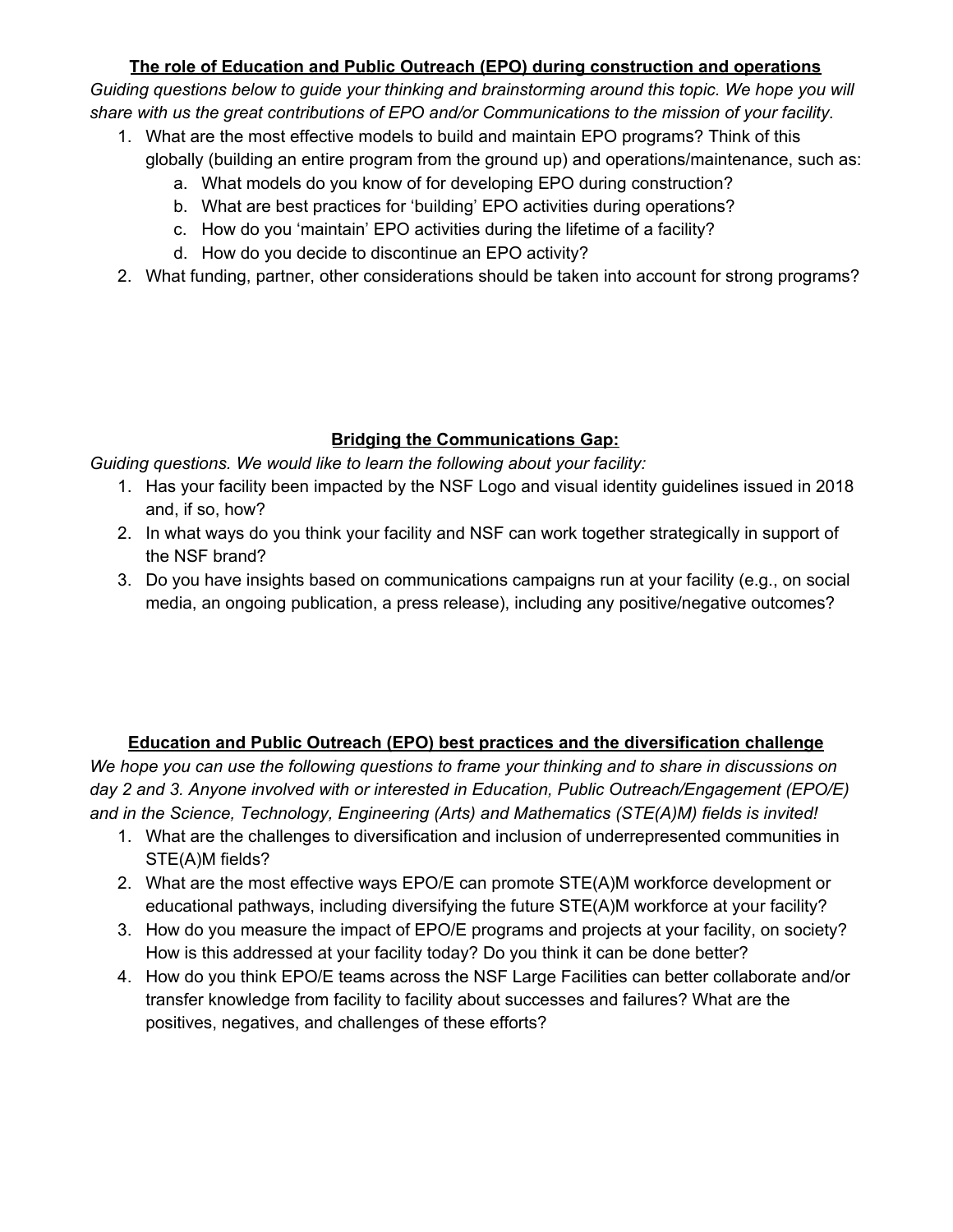**The role of Education and Public Outreach (EPO) during construction and operations**

*Guiding questions below to guide your thinking and brainstorming around this topic. We hope you will share with us the great contributions of EPO and/or Communications to the mission of your facility.*

1. What are the most effective models to build and maintain EPO programs? Think of this globally (building an entire program from the ground up) and operations/maintenance, such as:
   a. What models do you know of for developing EPO during construction?
   b. What are best practices for 'building' EPO activities during operations?
   c. How do you 'maintain' EPO activities during the lifetime of a facility?
   d. How do you decide to discontinue an EPO activity?
2. What funding, partner, other considerations should be taken into account for strong programs?

**Bridging the Communications Gap:**

*Guiding questions. We would like to learn the following about your facility:*

1. Has your facility been impacted by the NSF Logo and visual identity guidelines issued in 2018 and, if so, how?
2. In what ways do you think your facility and NSF can work together strategically in support of the NSF brand?
3. Do you have insights based on communications campaigns run at your facility (e.g., on social media, an ongoing publication, a press release), including any positive/negative outcomes?

**Education and Public Outreach (EPO) best practices and the diversification challenge**

*We hope you can use the following questions to frame your thinking and to share in discussions on day 2 and 3. Anyone involved with or interested in Education, Public Outreach/Engagement (EPO/E) and in the Science, Technology, Engineering (Arts) and Mathematics (STE(A)M) fields is invited!*

1. What are the challenges to diversification and inclusion of underrepresented communities in STE(A)M fields?
2. What are the most effective ways EPO/E can promote STE(A)M workforce development or educational pathways, including diversifying the future STE(A)M workforce at your facility?
3. How do you measure the impact of EPO/E programs and projects at your facility, on society? How is this addressed at your facility today? Do you think it can be done better?
4. How do you think EPO/E teams across the NSF Large Facilities can better collaborate and/or transfer knowledge from facility to facility about successes and failures? What are the positives, negatives, and challenges of these efforts?